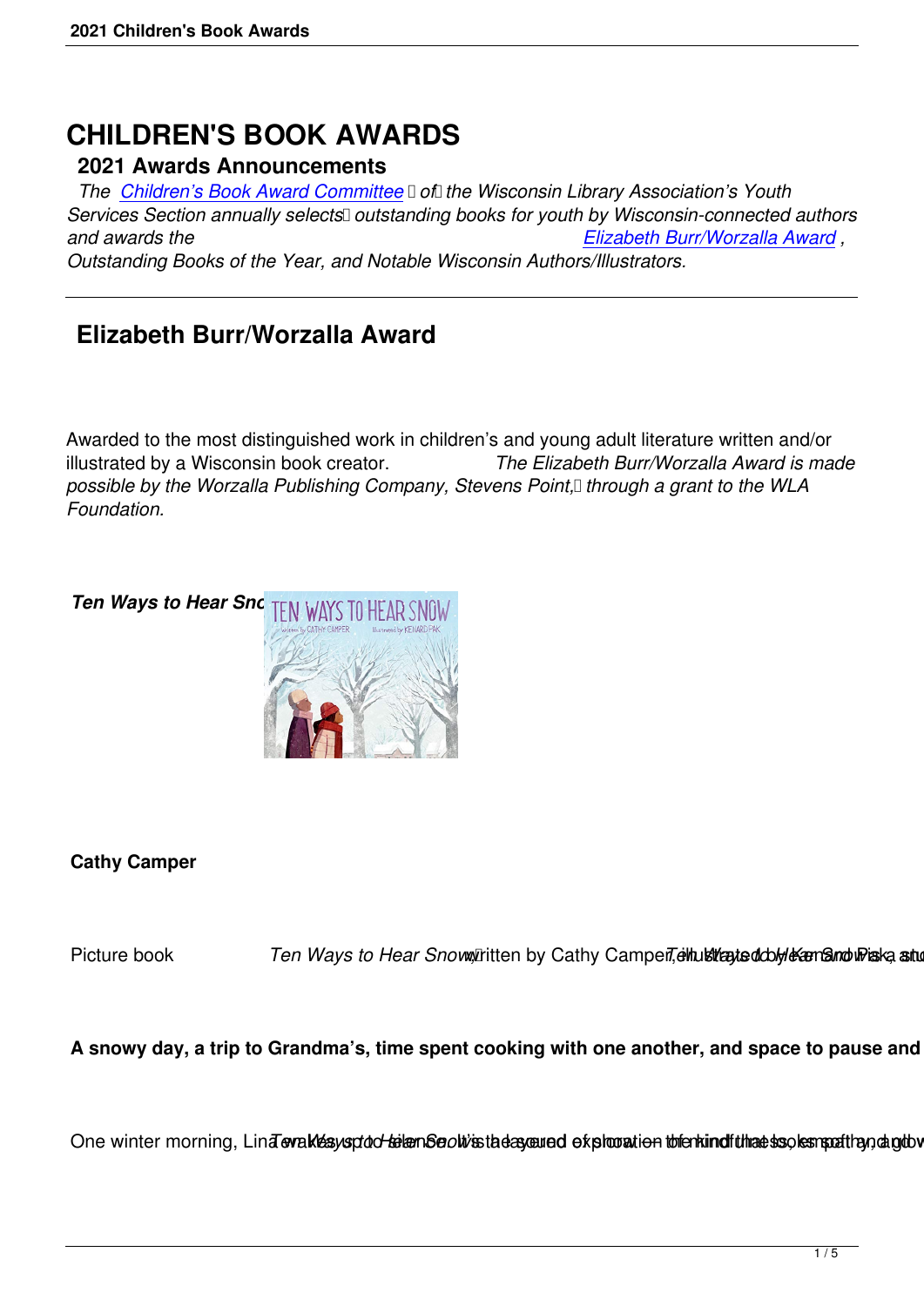# CHILDREN'S BOOK AWARDS

## 2021 Awards Announcements

*The [Children's Book Award Committee](#) of the Wisconsin Library Association's Youth Services Section annually selects outstanding books for youth by Wisconsin-connected authors and awards the [Elizabeth Burr/Worzalla Award](#), Outstanding Books of the Year, and Notable Wisconsin Authors/Illustrators.*

---

## Elizabeth Burr/Worzalla Award

Awarded to the most distinguished work in children's and young adult literature written and/or illustrated by a Wisconsin book creator. *The Elizabeth Burr/Worzalla Award is made possible by the Worzalla Publishing Company, Stevens Point, through a grant to the WLA Foundation.*

***Ten Ways to Hear Sno***

**Cathy Camper**

Picture book *Ten Ways to Hear Snow*, written by Cathy Camper, illustrated by Kenard Pak

**A snowy day, a trip to Grandma's, time spent cooking with one another, and space to pause and**

One winter morning, Lina wakes up to silence. *Ten Ways to Hear Snow* is a sound exploration of the kind that looks at empathy and

---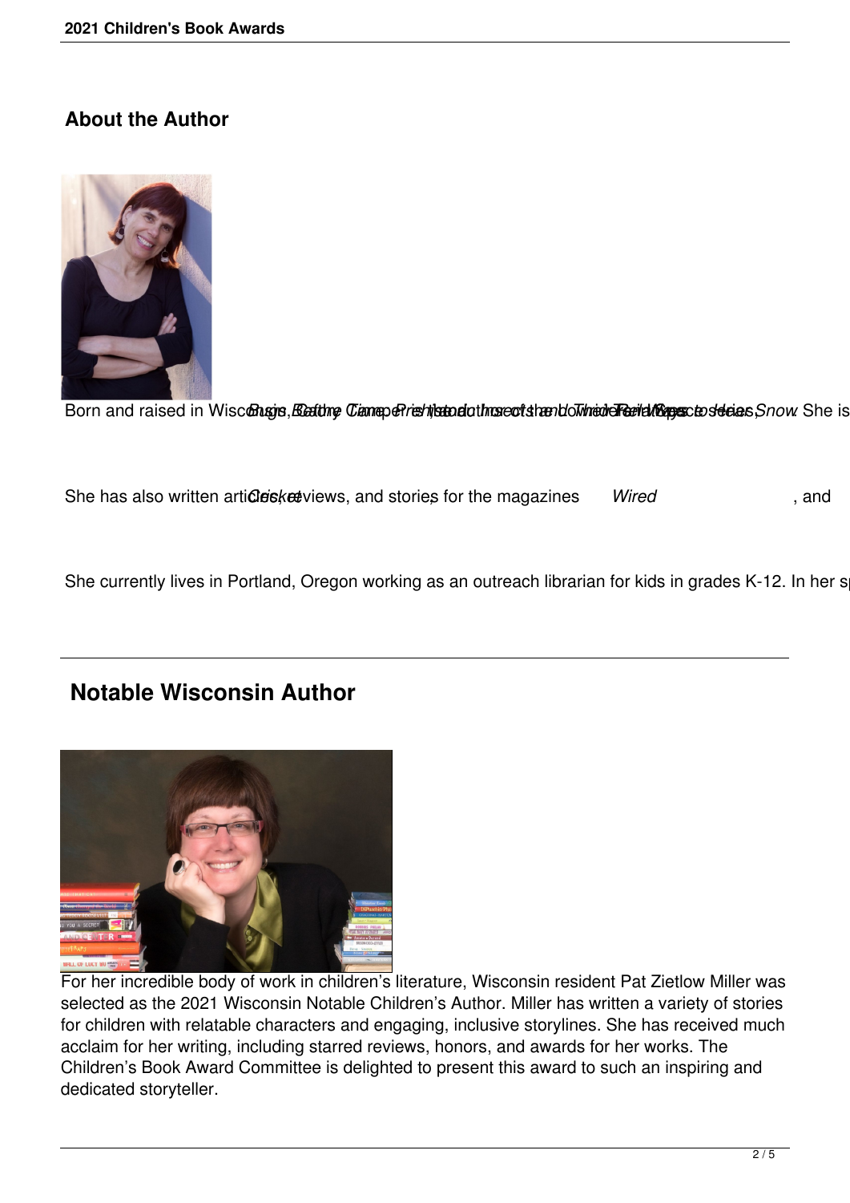## About the Author

Born and raised in Wisconsin, Cathy Camper is the author of the Lowriders ... *Bugs Before Time: Prehistoric Insects and Their Relatives*, *Ten Ways to Hear Snow*. She is

She has also written articles, reviews, and stories for the magazines *Cricket*, *Wired*, and

She currently lives in Portland, Oregon working as an outreach librarian for kids in grades K-12. In her s

---

## Notable Wisconsin Author

For her incredible body of work in children's literature, Wisconsin resident Pat Zietlow Miller was selected as the 2021 Wisconsin Notable Children's Author. Miller has written a variety of stories for children with relatable characters and engaging, inclusive storylines. She has received much acclaim for her writing, including starred reviews, honors, and awards for her works. The Children's Book Award Committee is delighted to present this award to such an inspiring and dedicated storyteller.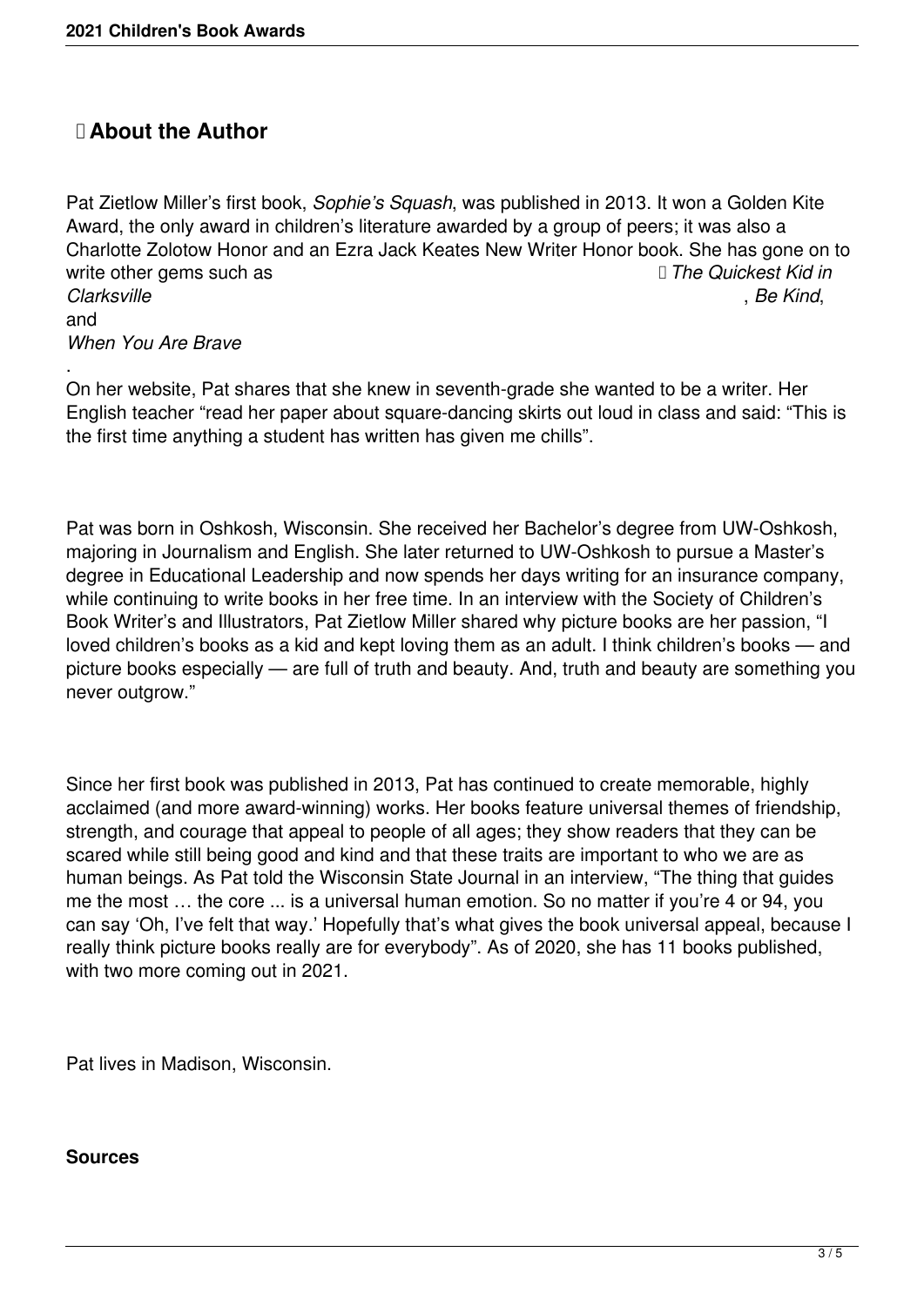## About the Author

Pat Zietlow Miller's first book, *Sophie's Squash*, was published in 2013. It won a Golden Kite Award, the only award in children's literature awarded by a group of peers; it was also a Charlotte Zolotow Honor and an Ezra Jack Keates New Writer Honor book. She has gone on to write other gems such as *The Quickest Kid in Clarksville*, *Be Kind*, and *When You Are Brave*.

On her website, Pat shares that she knew in seventh-grade she wanted to be a writer. Her English teacher "read her paper about square-dancing skirts out loud in class and said: "This is the first time anything a student has written has given me chills".

Pat was born in Oshkosh, Wisconsin. She received her Bachelor's degree from UW-Oshkosh, majoring in Journalism and English. She later returned to UW-Oshkosh to pursue a Master's degree in Educational Leadership and now spends her days writing for an insurance company, while continuing to write books in her free time. In an interview with the Society of Children's Book Writer's and Illustrators, Pat Zietlow Miller shared why picture books are her passion, "I loved children's books as a kid and kept loving them as an adult. I think children's books — and picture books especially — are full of truth and beauty. And, truth and beauty are something you never outgrow."

Since her first book was published in 2013, Pat has continued to create memorable, highly acclaimed (and more award-winning) works. Her books feature universal themes of friendship, strength, and courage that appeal to people of all ages; they show readers that they can be scared while still being good and kind and that these traits are important to who we are as human beings. As Pat told the Wisconsin State Journal in an interview, "The thing that guides me the most … the core ... is a universal human emotion. So no matter if you're 4 or 94, you can say 'Oh, I've felt that way.' Hopefully that's what gives the book universal appeal, because I really think picture books really are for everybody". As of 2020, she has 11 books published, with two more coming out in 2021.

Pat lives in Madison, Wisconsin.

**Sources**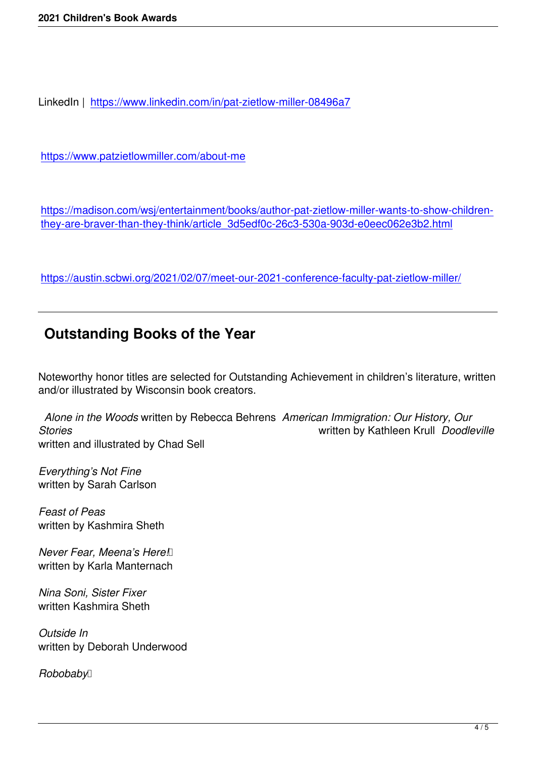LinkedIn | https://www.linkedin.com/in/pat-zietlow-miller-08496a7

https://www.patzietlowmiller.com/about-me

https://madison.com/wsj/entertainment/books/author-pat-zietlow-miller-wants-to-show-children-they-are-braver-than-they-think/article_3d5edf0c-26c3-530a-903d-e0eec062e3b2.html

https://austin.scbwi.org/2021/02/07/meet-our-2021-conference-faculty-pat-zietlow-miller/

---

## Outstanding Books of the Year

Noteworthy honor titles are selected for Outstanding Achievement in children's literature, written and/or illustrated by Wisconsin book creators.

*Alone in the Woods* written by Rebecca Behrens

*American Immigration: Our History, Our Stories* written by Kathleen Krull

*Doodleville* written and illustrated by Chad Sell

*Everything's Not Fine*
written by Sarah Carlson

*Feast of Peas*
written by Kashmira Sheth

*Never Fear, Meena's Here!*
written by Karla Manternach

*Nina Soni, Sister Fixer*
written Kashmira Sheth

*Outside In*
written by Deborah Underwood

*Robobaby*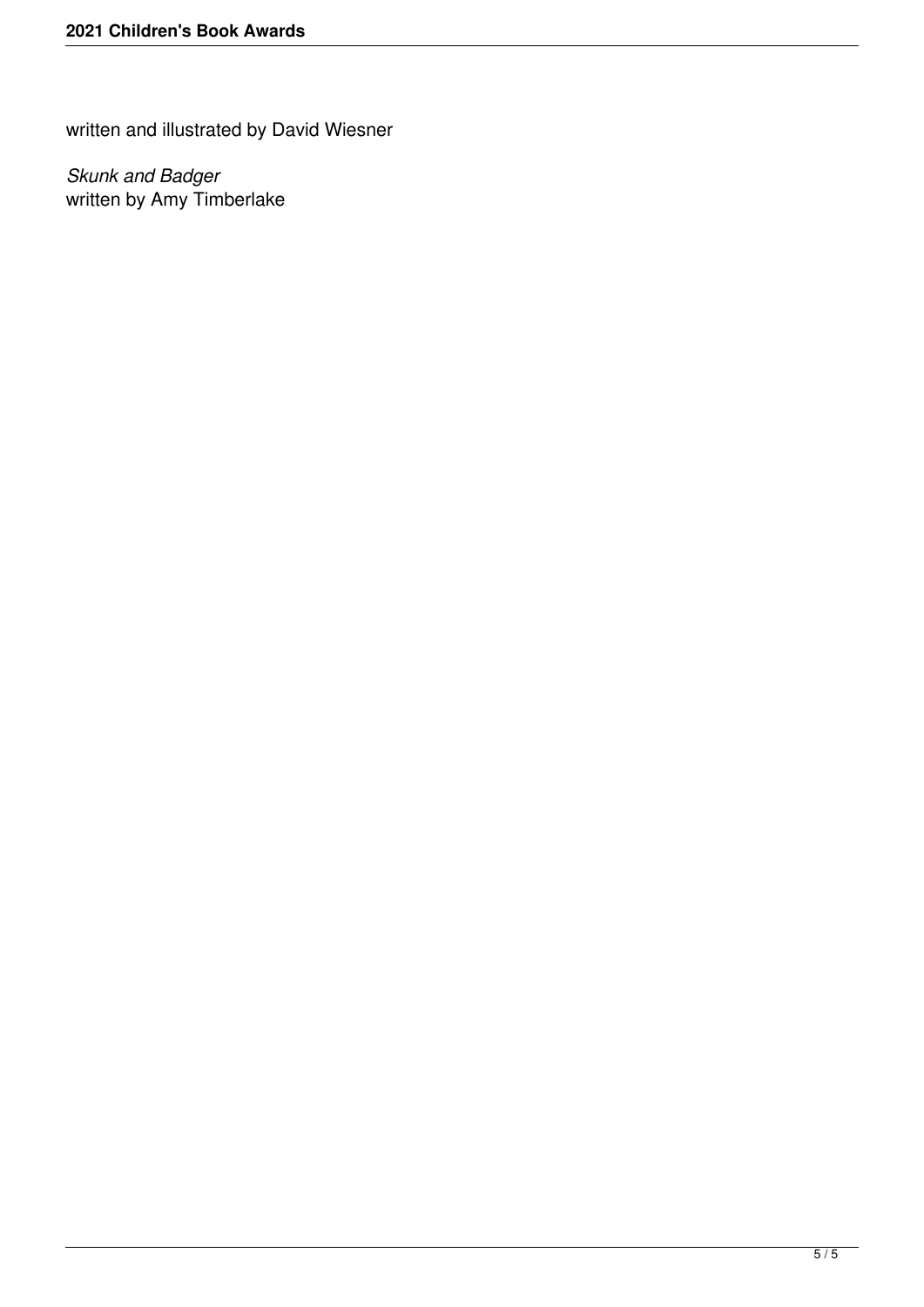written and illustrated by David Wiesner

*Skunk and Badger*
written by Amy Timberlake